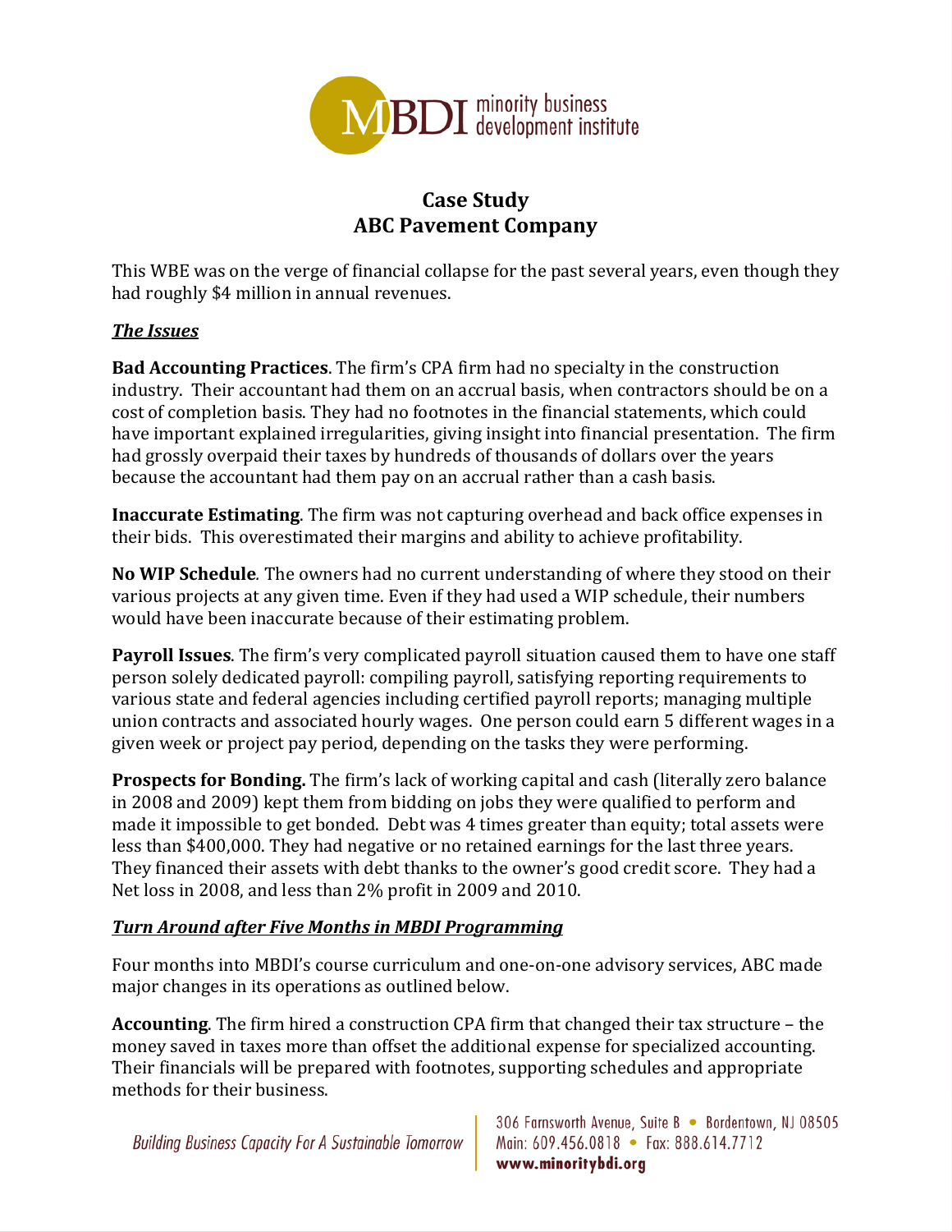# Case Study
# ABC Pavement Company

This WBE was on the verge of financial collapse for the past several years, even though they had roughly $4 million in annual revenues.

## ***The Issues***

**Bad Accounting Practices**. The firm's CPA firm had no specialty in the construction industry. Their accountant had them on an accrual basis, when contractors should be on a cost of completion basis. They had no footnotes in the financial statements, which could have important explained irregularities, giving insight into financial presentation. The firm had grossly overpaid their taxes by hundreds of thousands of dollars over the years because the accountant had them pay on an accrual rather than a cash basis.

**Inaccurate Estimating**. The firm was not capturing overhead and back office expenses in their bids. This overestimated their margins and ability to achieve profitability.

**No WIP Schedule***.* The owners had no current understanding of where they stood on their various projects at any given time. Even if they had used a WIP schedule, their numbers would have been inaccurate because of their estimating problem.

**Payroll Issues**. The firm's very complicated payroll situation caused them to have one staff person solely dedicated payroll: compiling payroll, satisfying reporting requirements to various state and federal agencies including certified payroll reports; managing multiple union contracts and associated hourly wages. One person could earn 5 different wages in a given week or project pay period, depending on the tasks they were performing.

**Prospects for Bonding.** The firm's lack of working capital and cash (literally zero balance in 2008 and 2009) kept them from bidding on jobs they were qualified to perform and made it impossible to get bonded. Debt was 4 times greater than equity; total assets were less than $400,000. They had negative or no retained earnings for the last three years. They financed their assets with debt thanks to the owner's good credit score. They had a Net loss in 2008, and less than 2% profit in 2009 and 2010.

## ***Turn Around after Five Months in MBDI Programming***

Four months into MBDI's course curriculum and one-on-one advisory services, ABC made major changes in its operations as outlined below.

**Accounting**. The firm hired a construction CPA firm that changed their tax structure – the money saved in taxes more than offset the additional expense for specialized accounting. Their financials will be prepared with footnotes, supporting schedules and appropriate methods for their business.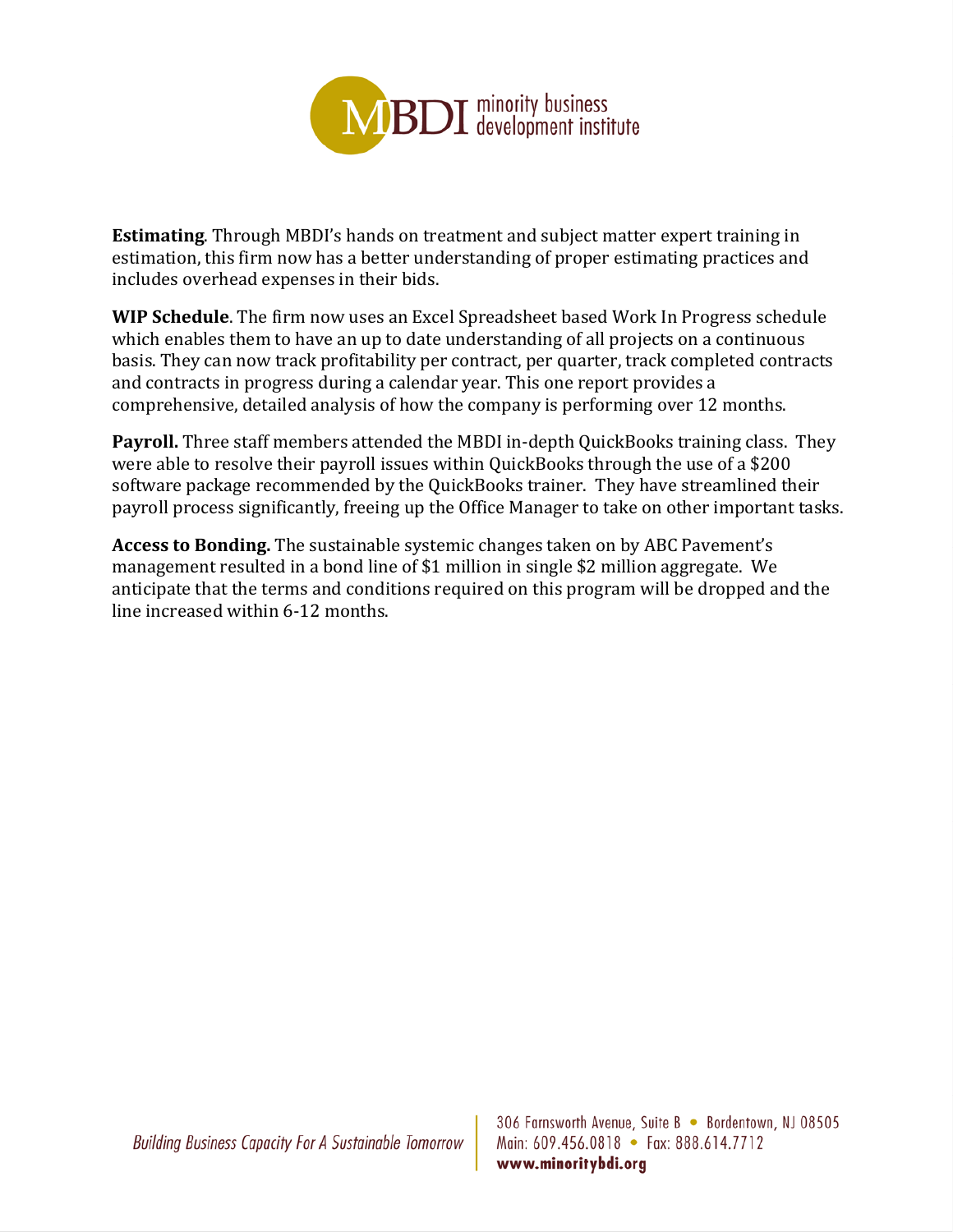**Estimating**. Through MBDI's hands on treatment and subject matter expert training in estimation, this firm now has a better understanding of proper estimating practices and includes overhead expenses in their bids.

**WIP Schedule**. The firm now uses an Excel Spreadsheet based Work In Progress schedule which enables them to have an up to date understanding of all projects on a continuous basis. They can now track profitability per contract, per quarter, track completed contracts and contracts in progress during a calendar year. This one report provides a comprehensive, detailed analysis of how the company is performing over 12 months.

**Payroll.** Three staff members attended the MBDI in-depth QuickBooks training class. They were able to resolve their payroll issues within QuickBooks through the use of a $200 software package recommended by the QuickBooks trainer. They have streamlined their payroll process significantly, freeing up the Office Manager to take on other important tasks.

**Access to Bonding.** The sustainable systemic changes taken on by ABC Pavement's management resulted in a bond line of $1 million in single $2 million aggregate. We anticipate that the terms and conditions required on this program will be dropped and the line increased within 6-12 months.